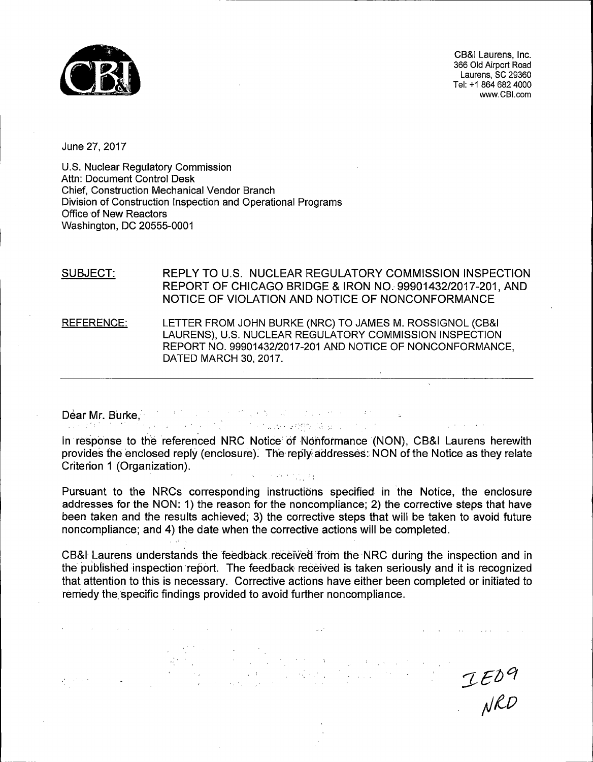CB&I Laurens, Inc.
366 Old Airport Road
Laurens, SC 29360
Tel: +1 864 682 4000
www.CBI.com

June 27, 2017

U.S. Nuclear Regulatory Commission
Attn: Document Control Desk
Chief, Construction Mechanical Vendor Branch
Division of Construction Inspection and Operational Programs
Office of New Reactors
Washington, DC 20555-0001

SUBJECT: REPLY TO U.S. NUCLEAR REGULATORY COMMISSION INSPECTION REPORT OF CHICAGO BRIDGE & IRON NO. 99901432/2017-201, AND NOTICE OF VIOLATION AND NOTICE OF NONCONFORMANCE

REFERENCE: LETTER FROM JOHN BURKE (NRC) TO JAMES M. ROSSIGNOL (CB&I LAURENS), U.S. NUCLEAR REGULATORY COMMISSION INSPECTION REPORT NO. 99901432/2017-201 AND NOTICE OF NONCONFORMANCE, DATED MARCH 30, 2017.

---

Dear Mr. Burke,

In response to the referenced NRC Notice of Nonformance (NON), CB&I Laurens herewith provides the enclosed reply (enclosure). The reply addresses: NON of the Notice as they relate Criterion 1 (Organization).

Pursuant to the NRCs corresponding instructions specified in the Notice, the enclosure addresses for the NON: 1) the reason for the noncompliance; 2) the corrective steps that have been taken and the results achieved; 3) the corrective steps that will be taken to avoid future noncompliance; and 4) the date when the corrective actions will be completed.

CB&I Laurens understands the feedback received from the NRC during the inspection and in the published inspection report. The feedback received is taken seriously and it is recognized that attention to this is necessary. Corrective actions have either been completed or initiated to remedy the specific findings provided to avoid further noncompliance.

IE09
NRD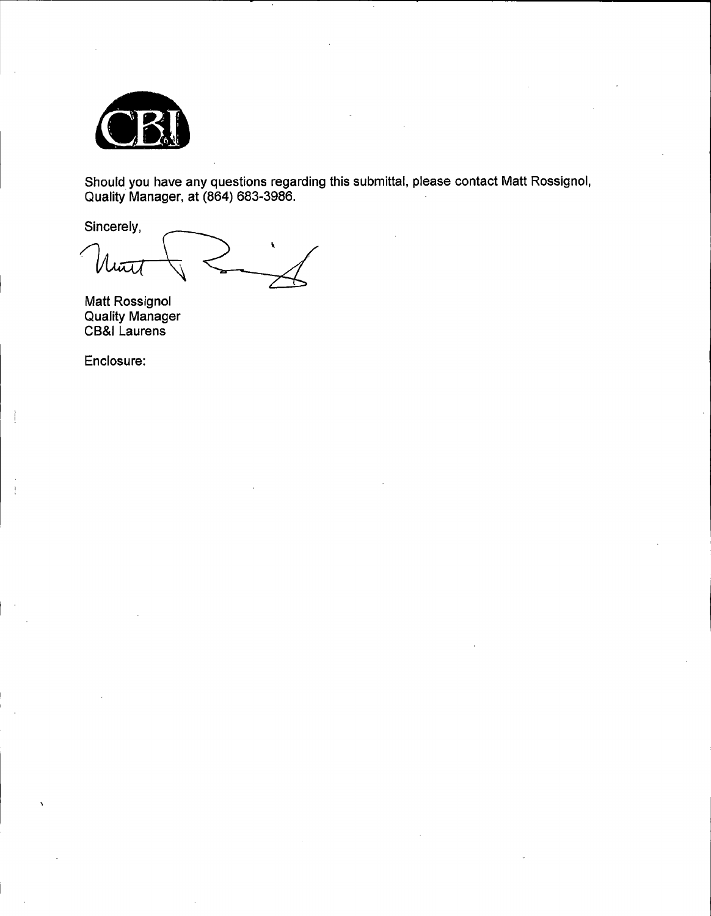Should you have any questions regarding this submittal, please contact Matt Rossignol, Quality Manager, at (864) 683-3986.

Sincerely,

Matt Rossignol
Quality Manager
CB&I Laurens

Enclosure: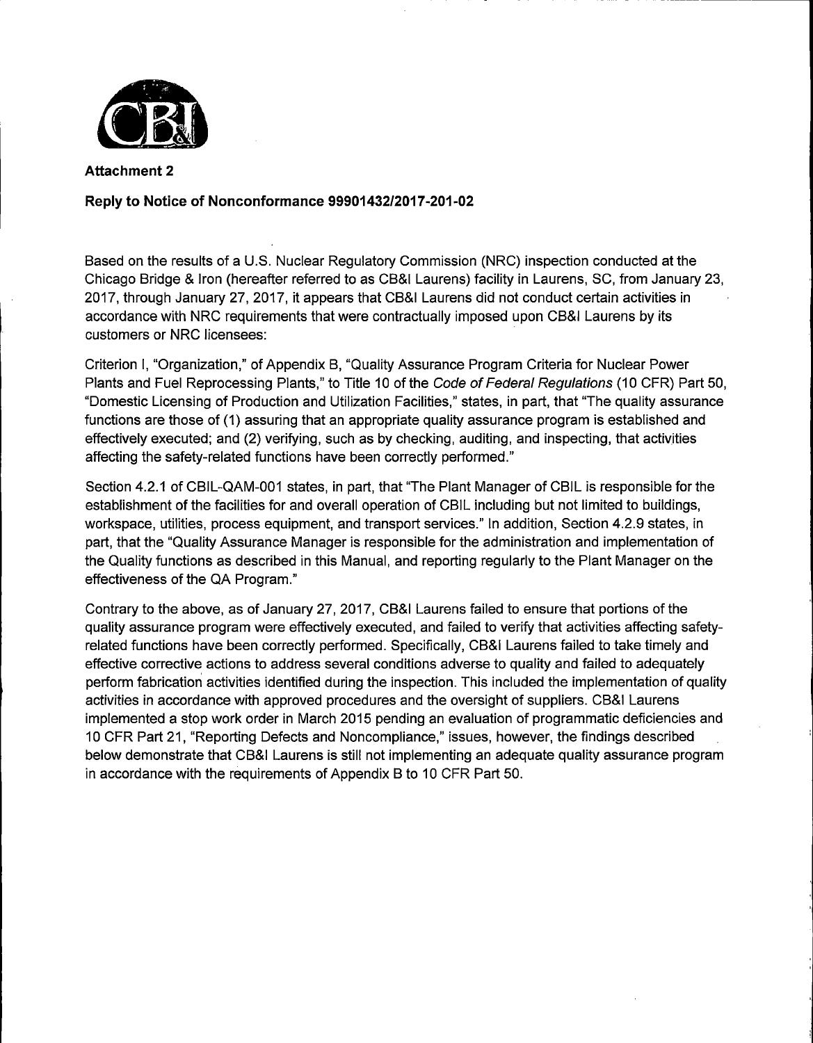**Attachment 2**

**Reply to Notice of Nonconformance 99901432/2017-201-02**

Based on the results of a U.S. Nuclear Regulatory Commission (NRC) inspection conducted at the Chicago Bridge & Iron (hereafter referred to as CB&I Laurens) facility in Laurens, SC, from January 23, 2017, through January 27, 2017, it appears that CB&I Laurens did not conduct certain activities in accordance with NRC requirements that were contractually imposed upon CB&I Laurens by its customers or NRC licensees:

Criterion I, "Organization," of Appendix B, "Quality Assurance Program Criteria for Nuclear Power Plants and Fuel Reprocessing Plants," to Title 10 of the *Code of Federal Regulations* (10 CFR) Part 50, "Domestic Licensing of Production and Utilization Facilities," states, in part, that "The quality assurance functions are those of (1) assuring that an appropriate quality assurance program is established and effectively executed; and (2) verifying, such as by checking, auditing, and inspecting, that activities affecting the safety-related functions have been correctly performed."

Section 4.2.1 of CBIL-QAM-001 states, in part, that "The Plant Manager of CBIL is responsible for the establishment of the facilities for and overall operation of CBIL including but not limited to buildings, workspace, utilities, process equipment, and transport services." In addition, Section 4.2.9 states, in part, that the "Quality Assurance Manager is responsible for the administration and implementation of the Quality functions as described in this Manual, and reporting regularly to the Plant Manager on the effectiveness of the QA Program."

Contrary to the above, as of January 27, 2017, CB&I Laurens failed to ensure that portions of the quality assurance program were effectively executed, and failed to verify that activities affecting safety-related functions have been correctly performed. Specifically, CB&I Laurens failed to take timely and effective corrective actions to address several conditions adverse to quality and failed to adequately perform fabrication activities identified during the inspection. This included the implementation of quality activities in accordance with approved procedures and the oversight of suppliers. CB&I Laurens implemented a stop work order in March 2015 pending an evaluation of programmatic deficiencies and 10 CFR Part 21, "Reporting Defects and Noncompliance," issues, however, the findings described below demonstrate that CB&I Laurens is still not implementing an adequate quality assurance program in accordance with the requirements of Appendix B to 10 CFR Part 50.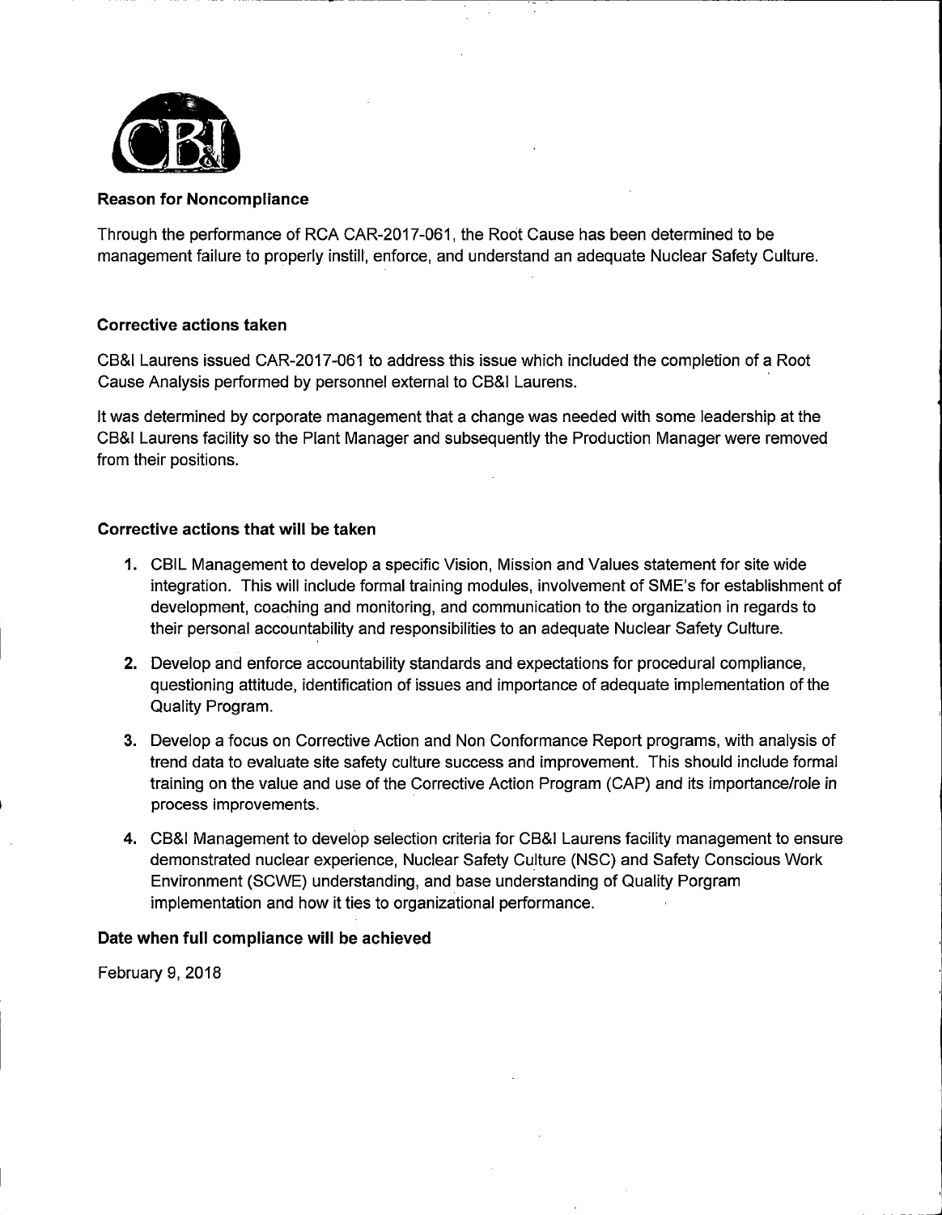**Reason for Noncompliance**

Through the performance of RCA CAR-2017-061, the Root Cause has been determined to be management failure to properly instill, enforce, and understand an adequate Nuclear Safety Culture.

**Corrective actions taken**

CB&I Laurens issued CAR-2017-061 to address this issue which included the completion of a Root Cause Analysis performed by personnel external to CB&I Laurens.

It was determined by corporate management that a change was needed with some leadership at the CB&I Laurens facility so the Plant Manager and subsequently the Production Manager were removed from their positions.

**Corrective actions that will be taken**

1. CBIL Management to develop a specific Vision, Mission and Values statement for site wide integration. This will include formal training modules, involvement of SME's for establishment of development, coaching and monitoring, and communication to the organization in regards to their personal accountability and responsibilities to an adequate Nuclear Safety Culture.
2. Develop and enforce accountability standards and expectations for procedural compliance, questioning attitude, identification of issues and importance of adequate implementation of the Quality Program.
3. Develop a focus on Corrective Action and Non Conformance Report programs, with analysis of trend data to evaluate site safety culture success and improvement. This should include formal training on the value and use of the Corrective Action Program (CAP) and its importance/role in process improvements.
4. CB&I Management to develop selection criteria for CB&I Laurens facility management to ensure demonstrated nuclear experience, Nuclear Safety Culture (NSC) and Safety Conscious Work Environment (SCWE) understanding, and base understanding of Quality Porgram implementation and how it ties to organizational performance.

**Date when full compliance will be achieved**

February 9, 2018